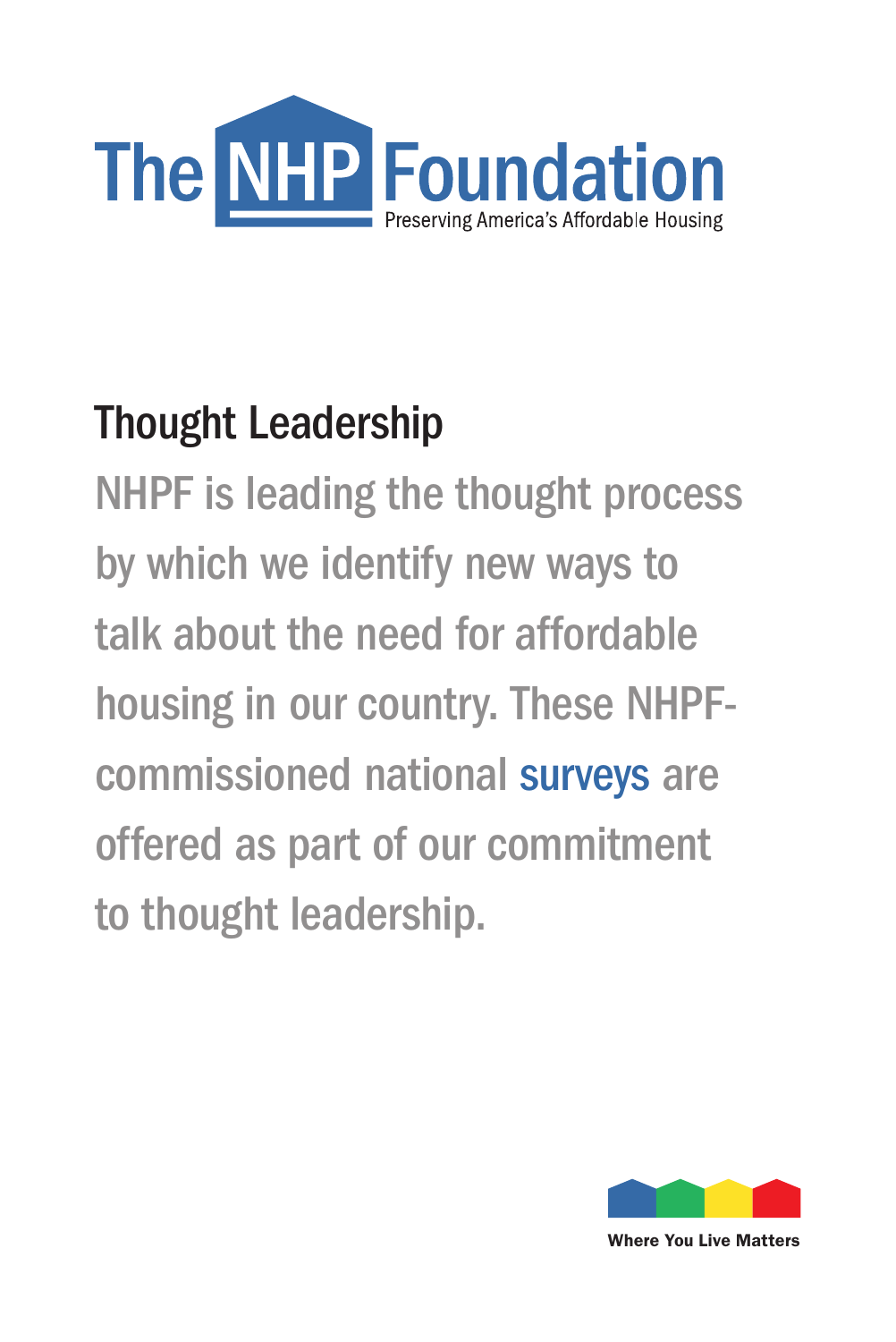# The NHP Foundation

Preserving America's Affordable Housing

## Thought Leadership

NHPF is leading the thought process by which we identify new ways to talk about the need for affordable housing in our country. These NHPF-commissioned national surveys are offered as part of our commitment to thought leadership.

Where You Live Matters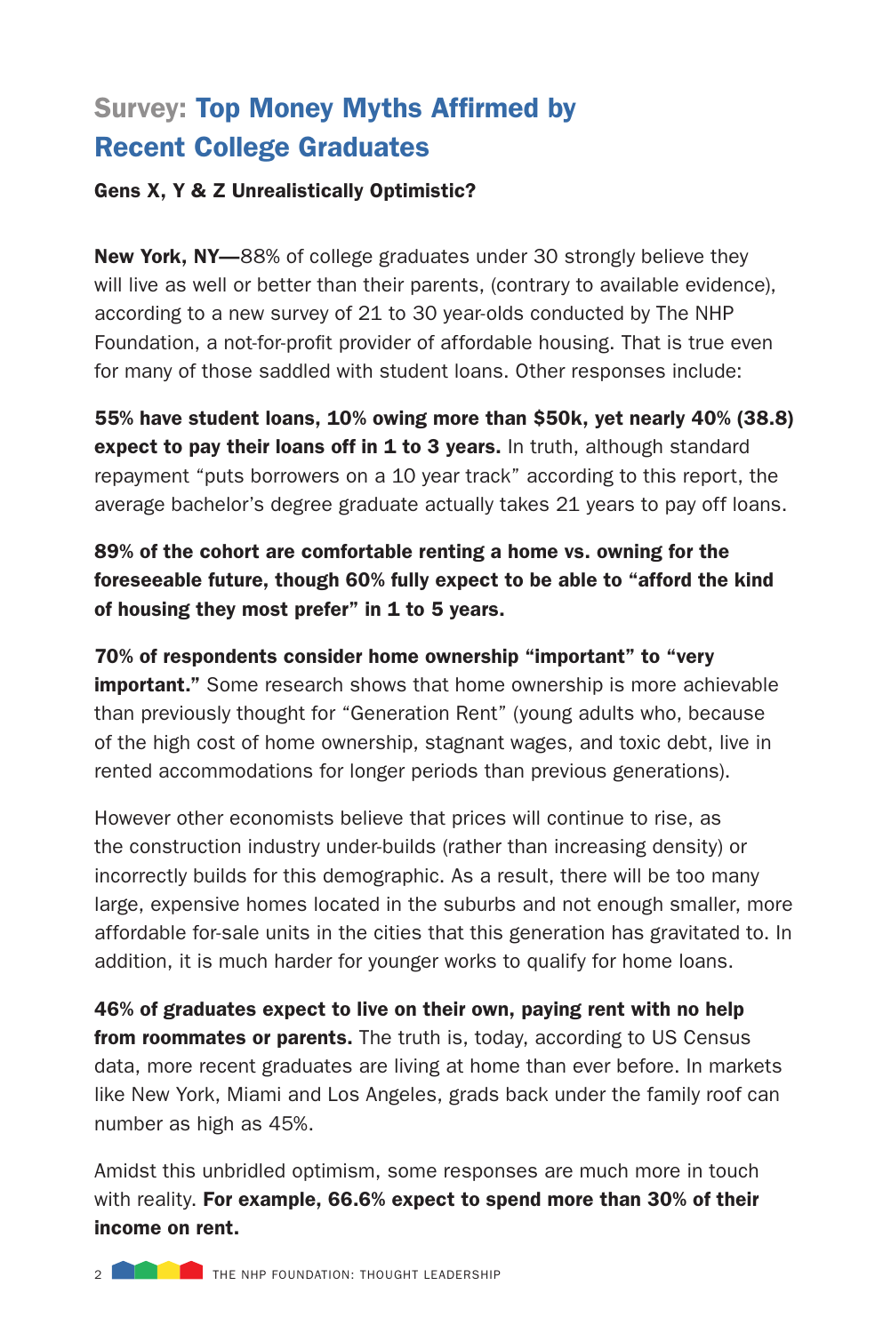## Survey: Top Money Myths Affirmed by Recent College Graduates

**Gens X, Y & Z Unrealistically Optimistic?**

**New York, NY—**88% of college graduates under 30 strongly believe they will live as well or better than their parents, (contrary to available evidence), according to a new survey of 21 to 30 year-olds conducted by The NHP Foundation, a not-for-profit provider of affordable housing. That is true even for many of those saddled with student loans. Other responses include:

**55% have student loans, 10% owing more than $50k, yet nearly 40% (38.8) expect to pay their loans off in 1 to 3 years.** In truth, although standard repayment "puts borrowers on a 10 year track" according to this report, the average bachelor's degree graduate actually takes 21 years to pay off loans.

**89% of the cohort are comfortable renting a home vs. owning for the foreseeable future, though 60% fully expect to be able to "afford the kind of housing they most prefer" in 1 to 5 years.**

**70% of respondents consider home ownership "important" to "very important."** Some research shows that home ownership is more achievable than previously thought for "Generation Rent" (young adults who, because of the high cost of home ownership, stagnant wages, and toxic debt, live in rented accommodations for longer periods than previous generations).

However other economists believe that prices will continue to rise, as the construction industry under-builds (rather than increasing density) or incorrectly builds for this demographic. As a result, there will be too many large, expensive homes located in the suburbs and not enough smaller, more affordable for-sale units in the cities that this generation has gravitated to. In addition, it is much harder for younger works to qualify for home loans.

**46% of graduates expect to live on their own, paying rent with no help from roommates or parents.** The truth is, today, according to US Census data, more recent graduates are living at home than ever before. In markets like New York, Miami and Los Angeles, grads back under the family roof can number as high as 45%.

Amidst this unbridled optimism, some responses are much more in touch with reality. **For example, 66.6% expect to spend more than 30% of their income on rent.**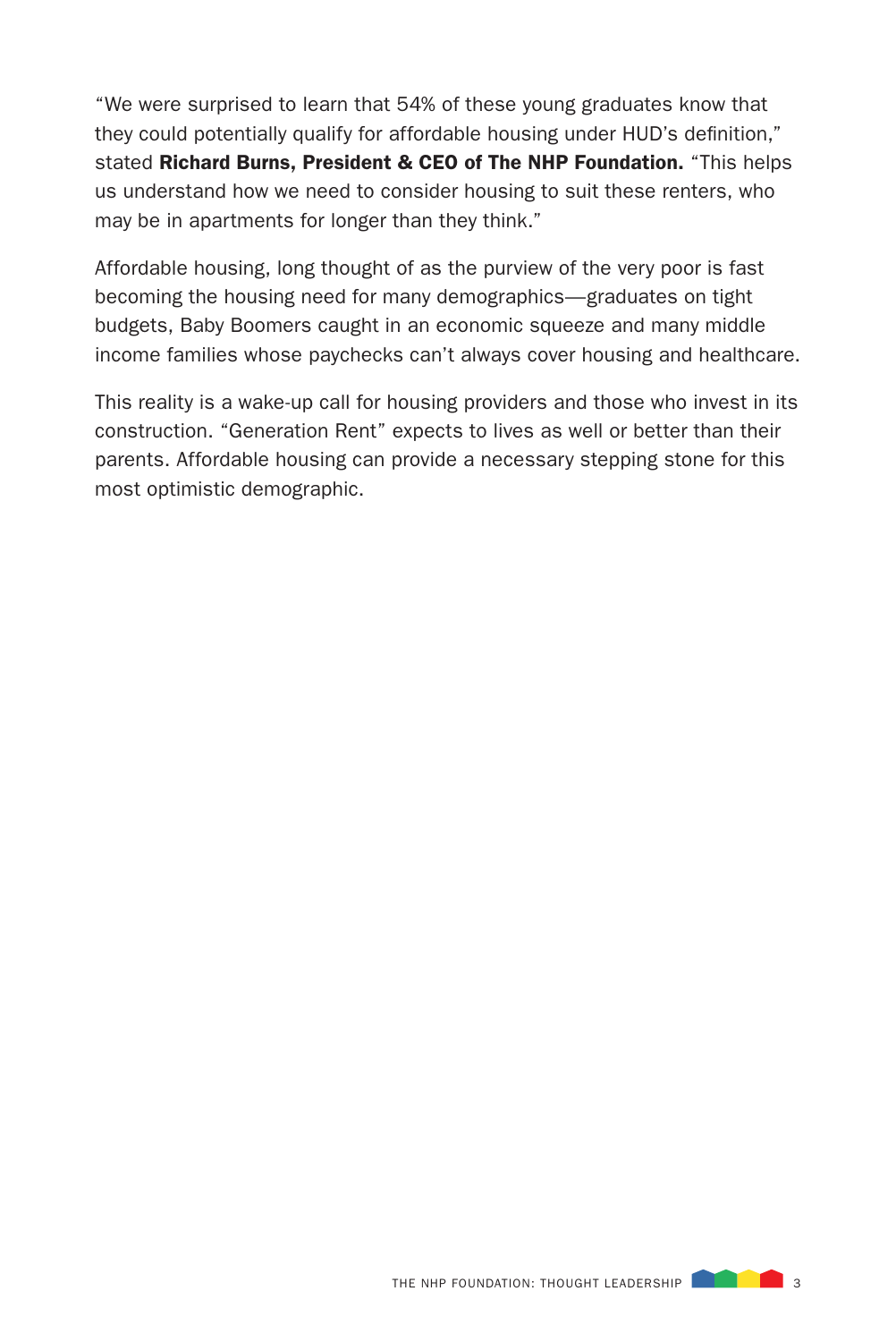"We were surprised to learn that 54% of these young graduates know that they could potentially qualify for affordable housing under HUD's definition," stated **Richard Burns, President & CEO of The NHP Foundation.** "This helps us understand how we need to consider housing to suit these renters, who may be in apartments for longer than they think."

Affordable housing, long thought of as the purview of the very poor is fast becoming the housing need for many demographics—graduates on tight budgets, Baby Boomers caught in an economic squeeze and many middle income families whose paychecks can't always cover housing and healthcare.

This reality is a wake-up call for housing providers and those who invest in its construction. "Generation Rent" expects to lives as well or better than their parents. Affordable housing can provide a necessary stepping stone for this most optimistic demographic.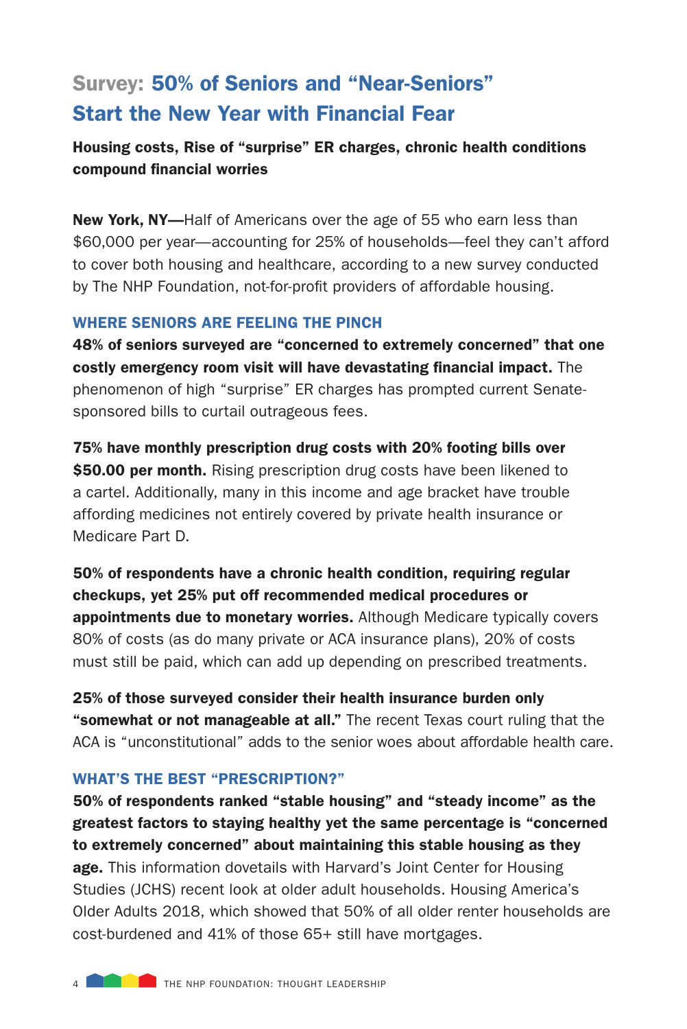# Survey: 50% of Seniors and "Near-Seniors" Start the New Year with Financial Fear

**Housing costs, Rise of "surprise" ER charges, chronic health conditions compound financial worries**

**New York, NY—**Half of Americans over the age of 55 who earn less than $60,000 per year—accounting for 25% of households—feel they can't afford to cover both housing and healthcare, according to a new survey conducted by The NHP Foundation, not-for-profit providers of affordable housing.

### WHERE SENIORS ARE FEELING THE PINCH

**48% of seniors surveyed are "concerned to extremely concerned" that one costly emergency room visit will have devastating financial impact.** The phenomenon of high "surprise" ER charges has prompted current Senate-sponsored bills to curtail outrageous fees.

**75% have monthly prescription drug costs with 20% footing bills over $50.00 per month.** Rising prescription drug costs have been likened to a cartel. Additionally, many in this income and age bracket have trouble affording medicines not entirely covered by private health insurance or Medicare Part D.

**50% of respondents have a chronic health condition, requiring regular checkups, yet 25% put off recommended medical procedures or appointments due to monetary worries.** Although Medicare typically covers 80% of costs (as do many private or ACA insurance plans), 20% of costs must still be paid, which can add up depending on prescribed treatments.

**25% of those surveyed consider their health insurance burden only "somewhat or not manageable at all."** The recent Texas court ruling that the ACA is "unconstitutional" adds to the senior woes about affordable health care.

### WHAT'S THE BEST "PRESCRIPTION?"

**50% of respondents ranked "stable housing" and "steady income" as the greatest factors to staying healthy yet the same percentage is "concerned to extremely concerned" about maintaining this stable housing as they age.** This information dovetails with Harvard's Joint Center for Housing Studies (JCHS) recent look at older adult households. Housing America's Older Adults 2018, which showed that 50% of all older renter households are cost-burdened and 41% of those 65+ still have mortgages.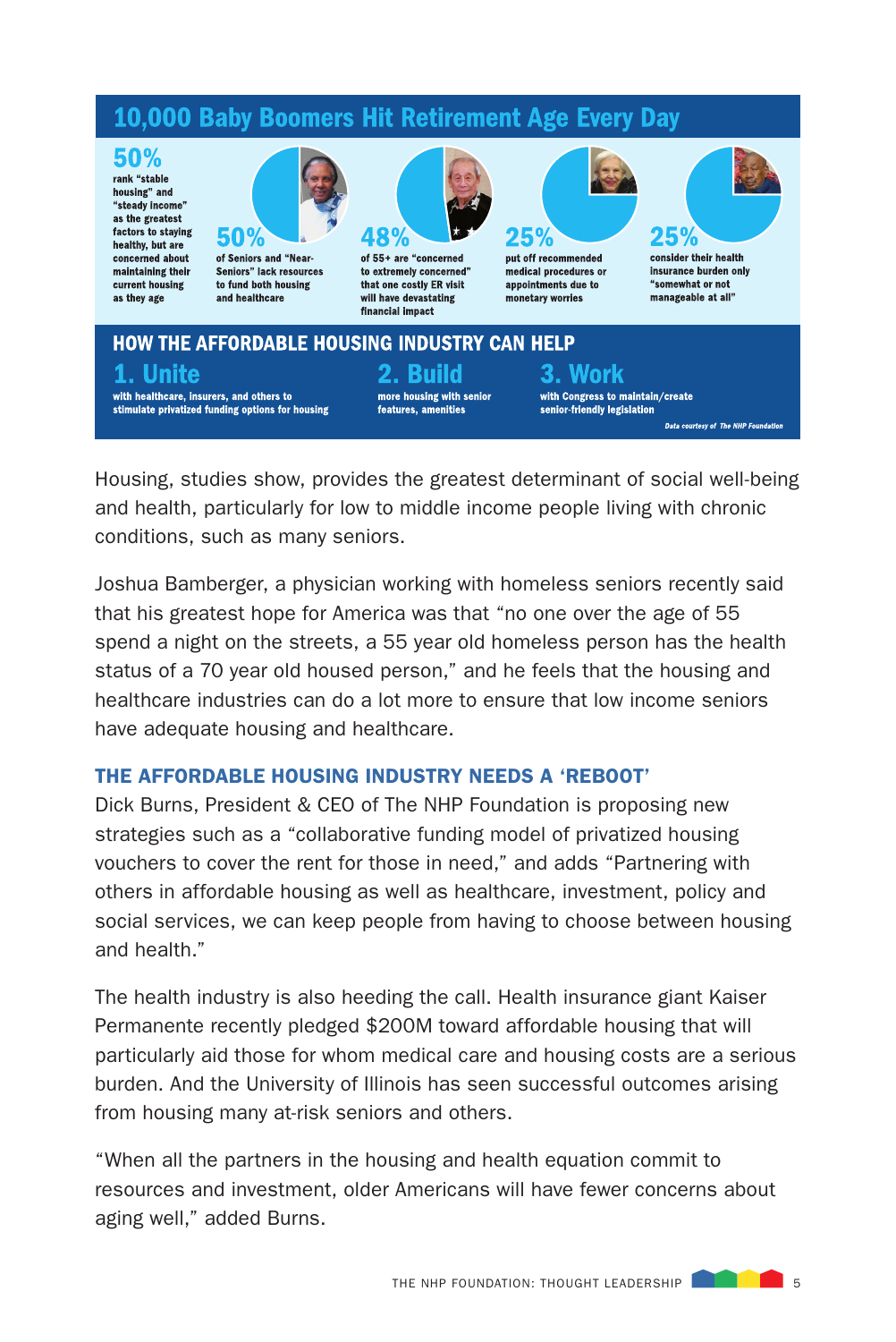## 10,000 Baby Boomers Hit Retirement Age Every Day

**50%** rank "stable housing" and "steady income" as the greatest factors to staying healthy, but are concerned about maintaining their current housing as they age

**50%** of Seniors and "Near-Seniors" lack resources to fund both housing and healthcare

**48%** of 55+ are "concerned to extremely concerned" that one costly ER visit will have devastating financial impact

**25%** put off recommended medical procedures or appointments due to monetary worries

**25%** consider their health insurance burden only "somewhat or not manageable at all"

### HOW THE AFFORDABLE HOUSING INDUSTRY CAN HELP

**1. Unite** with healthcare, insurers, and others to stimulate privatized funding options for housing

**2. Build** more housing with senior features, amenities

**3. Work** with Congress to maintain/create senior-friendly legislation

*Data courtesy of The NHP Foundation*

Housing, studies show, provides the greatest determinant of social well-being and health, particularly for low to middle income people living with chronic conditions, such as many seniors.

Joshua Bamberger, a physician working with homeless seniors recently said that his greatest hope for America was that "no one over the age of 55 spend a night on the streets, a 55 year old homeless person has the health status of a 70 year old housed person," and he feels that the housing and healthcare industries can do a lot more to ensure that low income seniors have adequate housing and healthcare.

### THE AFFORDABLE HOUSING INDUSTRY NEEDS A 'REBOOT'

Dick Burns, President & CEO of The NHP Foundation is proposing new strategies such as a "collaborative funding model of privatized housing vouchers to cover the rent for those in need," and adds "Partnering with others in affordable housing as well as healthcare, investment, policy and social services, we can keep people from having to choose between housing and health."

The health industry is also heeding the call. Health insurance giant Kaiser Permanente recently pledged $200M toward affordable housing that will particularly aid those for whom medical care and housing costs are a serious burden. And the University of Illinois has seen successful outcomes arising from housing many at-risk seniors and others.

"When all the partners in the housing and health equation commit to resources and investment, older Americans will have fewer concerns about aging well," added Burns.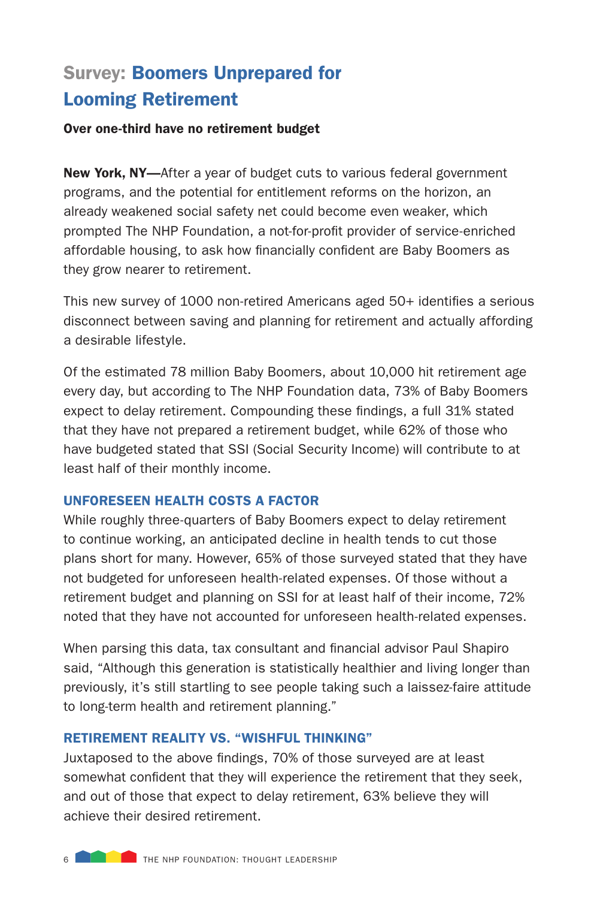# Survey: Boomers Unprepared for Looming Retirement

**Over one-third have no retirement budget**

**New York, NY—**After a year of budget cuts to various federal government programs, and the potential for entitlement reforms on the horizon, an already weakened social safety net could become even weaker, which prompted The NHP Foundation, a not-for-profit provider of service-enriched affordable housing, to ask how financially confident are Baby Boomers as they grow nearer to retirement.

This new survey of 1000 non-retired Americans aged 50+ identifies a serious disconnect between saving and planning for retirement and actually affording a desirable lifestyle.

Of the estimated 78 million Baby Boomers, about 10,000 hit retirement age every day, but according to The NHP Foundation data, 73% of Baby Boomers expect to delay retirement. Compounding these findings, a full 31% stated that they have not prepared a retirement budget, while 62% of those who have budgeted stated that SSI (Social Security Income) will contribute to at least half of their monthly income.

## UNFORESEEN HEALTH COSTS A FACTOR

While roughly three-quarters of Baby Boomers expect to delay retirement to continue working, an anticipated decline in health tends to cut those plans short for many. However, 65% of those surveyed stated that they have not budgeted for unforeseen health-related expenses. Of those without a retirement budget and planning on SSI for at least half of their income, 72% noted that they have not accounted for unforeseen health-related expenses.

When parsing this data, tax consultant and financial advisor Paul Shapiro said, "Although this generation is statistically healthier and living longer than previously, it's still startling to see people taking such a laissez-faire attitude to long-term health and retirement planning."

## RETIREMENT REALITY VS. "WISHFUL THINKING"

Juxtaposed to the above findings, 70% of those surveyed are at least somewhat confident that they will experience the retirement that they seek, and out of those that expect to delay retirement, 63% believe they will achieve their desired retirement.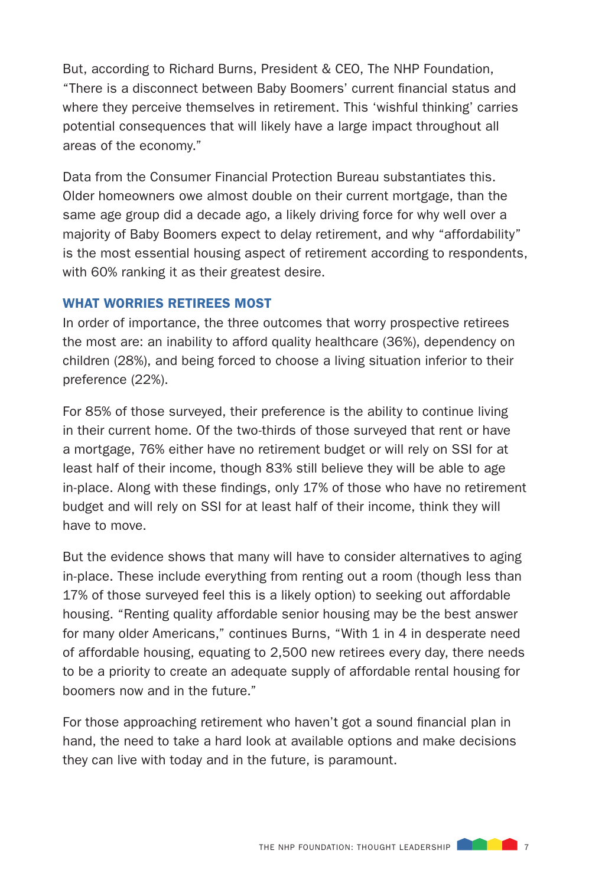But, according to Richard Burns, President & CEO, The NHP Foundation, "There is a disconnect between Baby Boomers' current financial status and where they perceive themselves in retirement. This 'wishful thinking' carries potential consequences that will likely have a large impact throughout all areas of the economy."

Data from the Consumer Financial Protection Bureau substantiates this. Older homeowners owe almost double on their current mortgage, than the same age group did a decade ago, a likely driving force for why well over a majority of Baby Boomers expect to delay retirement, and why "affordability" is the most essential housing aspect of retirement according to respondents, with 60% ranking it as their greatest desire.

### WHAT WORRIES RETIREES MOST

In order of importance, the three outcomes that worry prospective retirees the most are: an inability to afford quality healthcare (36%), dependency on children (28%), and being forced to choose a living situation inferior to their preference (22%).

For 85% of those surveyed, their preference is the ability to continue living in their current home. Of the two-thirds of those surveyed that rent or have a mortgage, 76% either have no retirement budget or will rely on SSI for at least half of their income, though 83% still believe they will be able to age in-place. Along with these findings, only 17% of those who have no retirement budget and will rely on SSI for at least half of their income, think they will have to move.

But the evidence shows that many will have to consider alternatives to aging in-place. These include everything from renting out a room (though less than 17% of those surveyed feel this is a likely option) to seeking out affordable housing. "Renting quality affordable senior housing may be the best answer for many older Americans," continues Burns, "With 1 in 4 in desperate need of affordable housing, equating to 2,500 new retirees every day, there needs to be a priority to create an adequate supply of affordable rental housing for boomers now and in the future."

For those approaching retirement who haven't got a sound financial plan in hand, the need to take a hard look at available options and make decisions they can live with today and in the future, is paramount.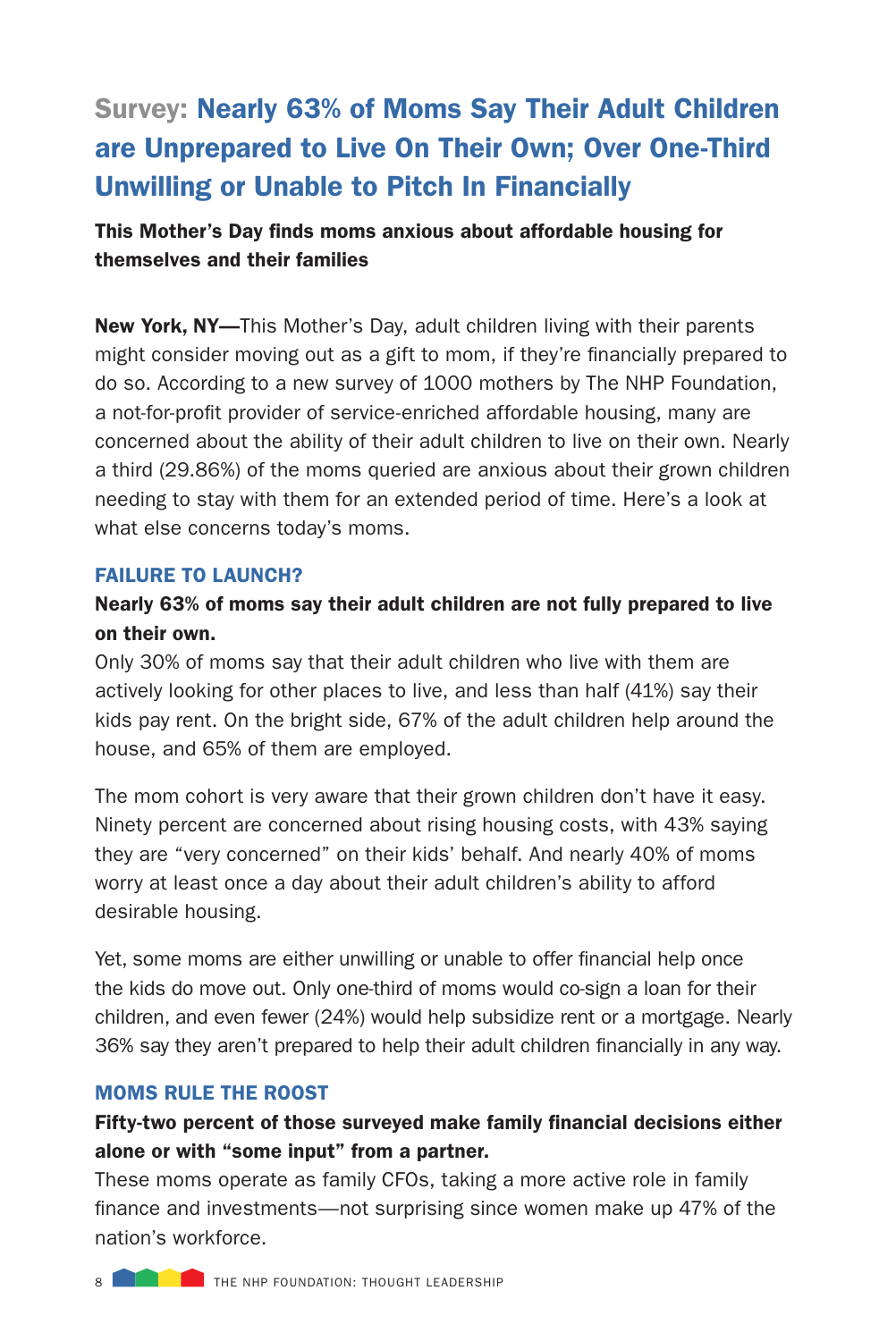## Survey: Nearly 63% of Moms Say Their Adult Children are Unprepared to Live On Their Own; Over One-Third Unwilling or Unable to Pitch In Financially

**This Mother's Day finds moms anxious about affordable housing for themselves and their families**

**New York, NY—**This Mother's Day, adult children living with their parents might consider moving out as a gift to mom, if they're financially prepared to do so. According to a new survey of 1000 mothers by The NHP Foundation, a not-for-profit provider of service-enriched affordable housing, many are concerned about the ability of their adult children to live on their own. Nearly a third (29.86%) of the moms queried are anxious about their grown children needing to stay with them for an extended period of time. Here's a look at what else concerns today's moms.

### FAILURE TO LAUNCH?

**Nearly 63% of moms say their adult children are not fully prepared to live on their own.**

Only 30% of moms say that their adult children who live with them are actively looking for other places to live, and less than half (41%) say their kids pay rent. On the bright side, 67% of the adult children help around the house, and 65% of them are employed.

The mom cohort is very aware that their grown children don't have it easy. Ninety percent are concerned about rising housing costs, with 43% saying they are "very concerned" on their kids' behalf. And nearly 40% of moms worry at least once a day about their adult children's ability to afford desirable housing.

Yet, some moms are either unwilling or unable to offer financial help once the kids do move out. Only one-third of moms would co-sign a loan for their children, and even fewer (24%) would help subsidize rent or a mortgage. Nearly 36% say they aren't prepared to help their adult children financially in any way.

### MOMS RULE THE ROOST

**Fifty-two percent of those surveyed make family financial decisions either alone or with "some input" from a partner.**

These moms operate as family CFOs, taking a more active role in family finance and investments—not surprising since women make up 47% of the nation's workforce.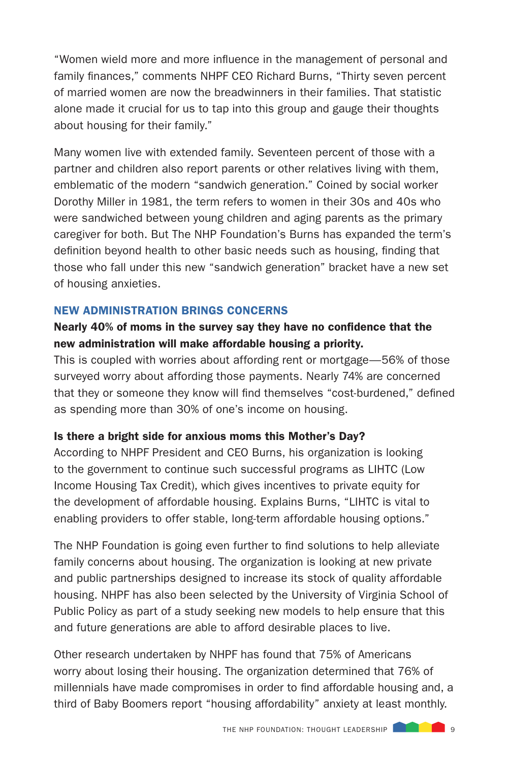"Women wield more and more influence in the management of personal and family finances," comments NHPF CEO Richard Burns, "Thirty seven percent of married women are now the breadwinners in their families. That statistic alone made it crucial for us to tap into this group and gauge their thoughts about housing for their family."

Many women live with extended family. Seventeen percent of those with a partner and children also report parents or other relatives living with them, emblematic of the modern "sandwich generation." Coined by social worker Dorothy Miller in 1981, the term refers to women in their 30s and 40s who were sandwiched between young children and aging parents as the primary caregiver for both. But The NHP Foundation's Burns has expanded the term's definition beyond health to other basic needs such as housing, finding that those who fall under this new "sandwich generation" bracket have a new set of housing anxieties.

## NEW ADMINISTRATION BRINGS CONCERNS

**Nearly 40% of moms in the survey say they have no confidence that the new administration will make affordable housing a priority.**

This is coupled with worries about affording rent or mortgage—56% of those surveyed worry about affording those payments. Nearly 74% are concerned that they or someone they know will find themselves "cost-burdened," defined as spending more than 30% of one's income on housing.

**Is there a bright side for anxious moms this Mother's Day?**

According to NHPF President and CEO Burns, his organization is looking to the government to continue such successful programs as LIHTC (Low Income Housing Tax Credit), which gives incentives to private equity for the development of affordable housing. Explains Burns, "LIHTC is vital to enabling providers to offer stable, long-term affordable housing options."

The NHP Foundation is going even further to find solutions to help alleviate family concerns about housing. The organization is looking at new private and public partnerships designed to increase its stock of quality affordable housing. NHPF has also been selected by the University of Virginia School of Public Policy as part of a study seeking new models to help ensure that this and future generations are able to afford desirable places to live.

Other research undertaken by NHPF has found that 75% of Americans worry about losing their housing. The organization determined that 76% of millennials have made compromises in order to find affordable housing and, a third of Baby Boomers report "housing affordability" anxiety at least monthly.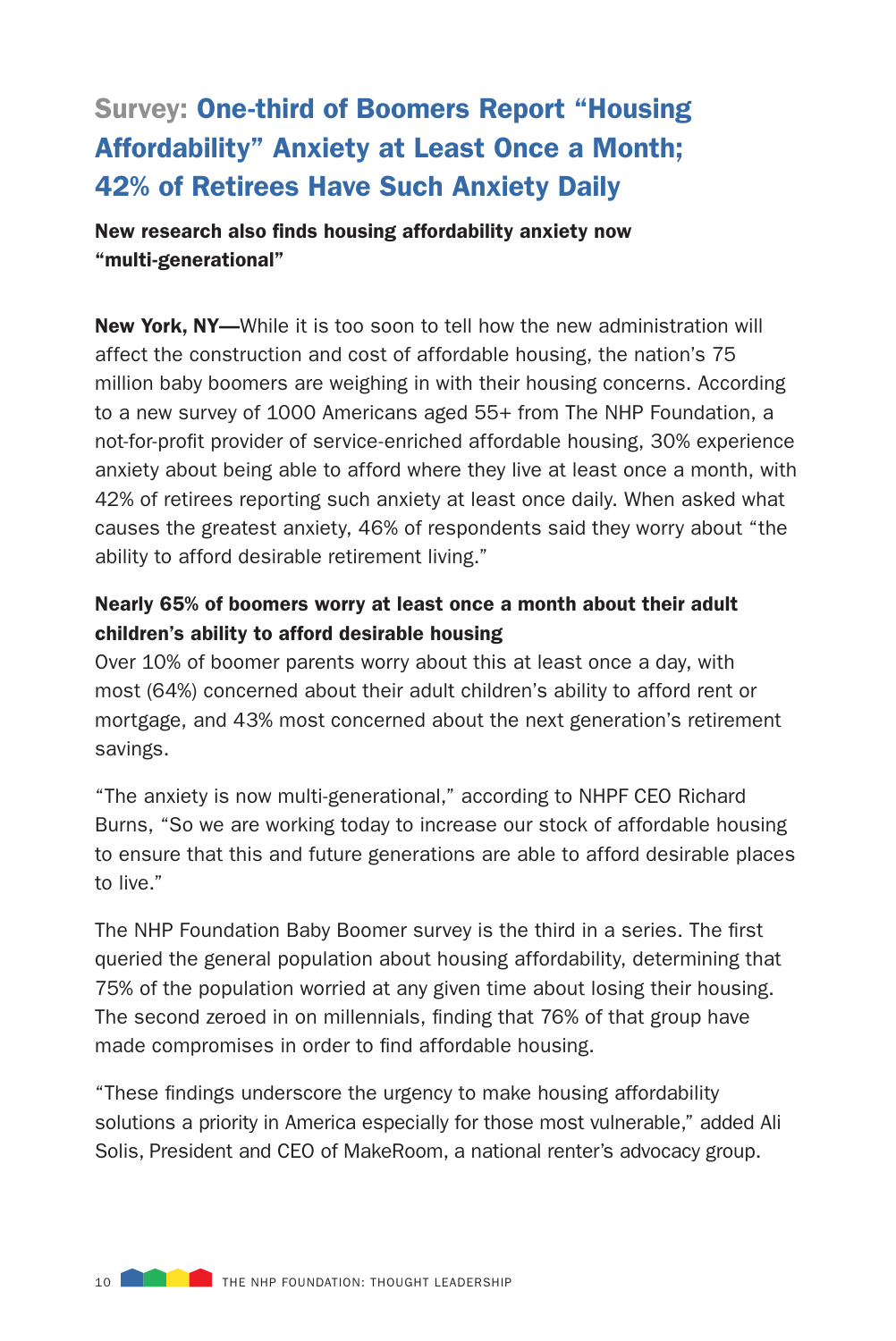## Survey: One-third of Boomers Report "Housing Affordability" Anxiety at Least Once a Month; 42% of Retirees Have Such Anxiety Daily

**New research also finds housing affordability anxiety now "multi-generational"**

**New York, NY—**While it is too soon to tell how the new administration will affect the construction and cost of affordable housing, the nation's 75 million baby boomers are weighing in with their housing concerns. According to a new survey of 1000 Americans aged 55+ from The NHP Foundation, a not-for-profit provider of service-enriched affordable housing, 30% experience anxiety about being able to afford where they live at least once a month, with 42% of retirees reporting such anxiety at least once daily. When asked what causes the greatest anxiety, 46% of respondents said they worry about "the ability to afford desirable retirement living."

**Nearly 65% of boomers worry at least once a month about their adult children's ability to afford desirable housing**

Over 10% of boomer parents worry about this at least once a day, with most (64%) concerned about their adult children's ability to afford rent or mortgage, and 43% most concerned about the next generation's retirement savings.

"The anxiety is now multi-generational," according to NHPF CEO Richard Burns, "So we are working today to increase our stock of affordable housing to ensure that this and future generations are able to afford desirable places to live."

The NHP Foundation Baby Boomer survey is the third in a series. The first queried the general population about housing affordability, determining that 75% of the population worried at any given time about losing their housing. The second zeroed in on millennials, finding that 76% of that group have made compromises in order to find affordable housing.

"These findings underscore the urgency to make housing affordability solutions a priority in America especially for those most vulnerable," added Ali Solis, President and CEO of MakeRoom, a national renter's advocacy group.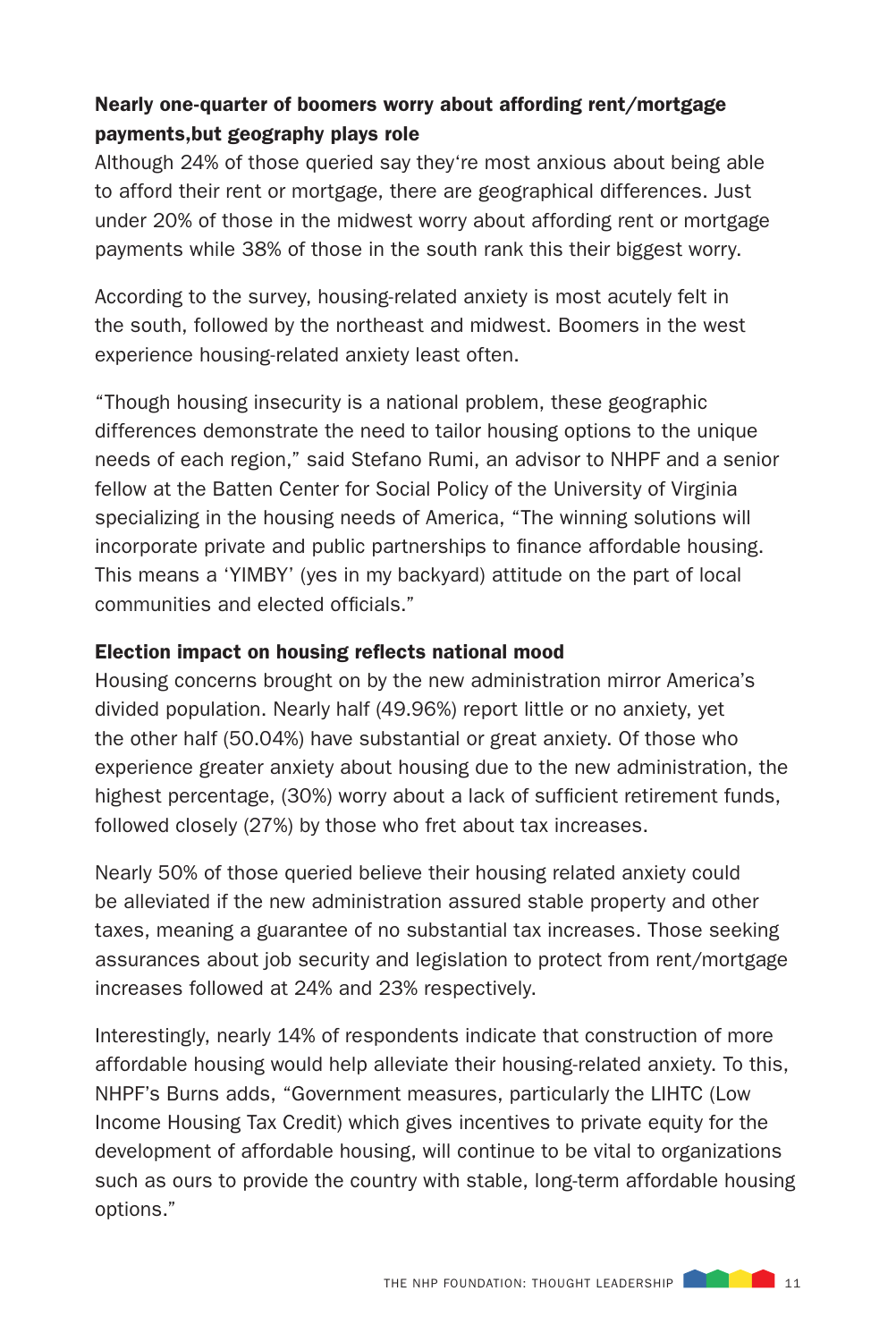**Nearly one-quarter of boomers worry about affording rent/mortgage payments,but geography plays role**

Although 24% of those queried say they're most anxious about being able to afford their rent or mortgage, there are geographical differences. Just under 20% of those in the midwest worry about affording rent or mortgage payments while 38% of those in the south rank this their biggest worry.

According to the survey, housing-related anxiety is most acutely felt in the south, followed by the northeast and midwest. Boomers in the west experience housing-related anxiety least often.

"Though housing insecurity is a national problem, these geographic differences demonstrate the need to tailor housing options to the unique needs of each region," said Stefano Rumi, an advisor to NHPF and a senior fellow at the Batten Center for Social Policy of the University of Virginia specializing in the housing needs of America, "The winning solutions will incorporate private and public partnerships to finance affordable housing. This means a 'YIMBY' (yes in my backyard) attitude on the part of local communities and elected officials."

**Election impact on housing reflects national mood**

Housing concerns brought on by the new administration mirror America's divided population. Nearly half (49.96%) report little or no anxiety, yet the other half (50.04%) have substantial or great anxiety. Of those who experience greater anxiety about housing due to the new administration, the highest percentage, (30%) worry about a lack of sufficient retirement funds, followed closely (27%) by those who fret about tax increases.

Nearly 50% of those queried believe their housing related anxiety could be alleviated if the new administration assured stable property and other taxes, meaning a guarantee of no substantial tax increases. Those seeking assurances about job security and legislation to protect from rent/mortgage increases followed at 24% and 23% respectively.

Interestingly, nearly 14% of respondents indicate that construction of more affordable housing would help alleviate their housing-related anxiety. To this, NHPF's Burns adds, "Government measures, particularly the LIHTC (Low Income Housing Tax Credit) which gives incentives to private equity for the development of affordable housing, will continue to be vital to organizations such as ours to provide the country with stable, long-term affordable housing options."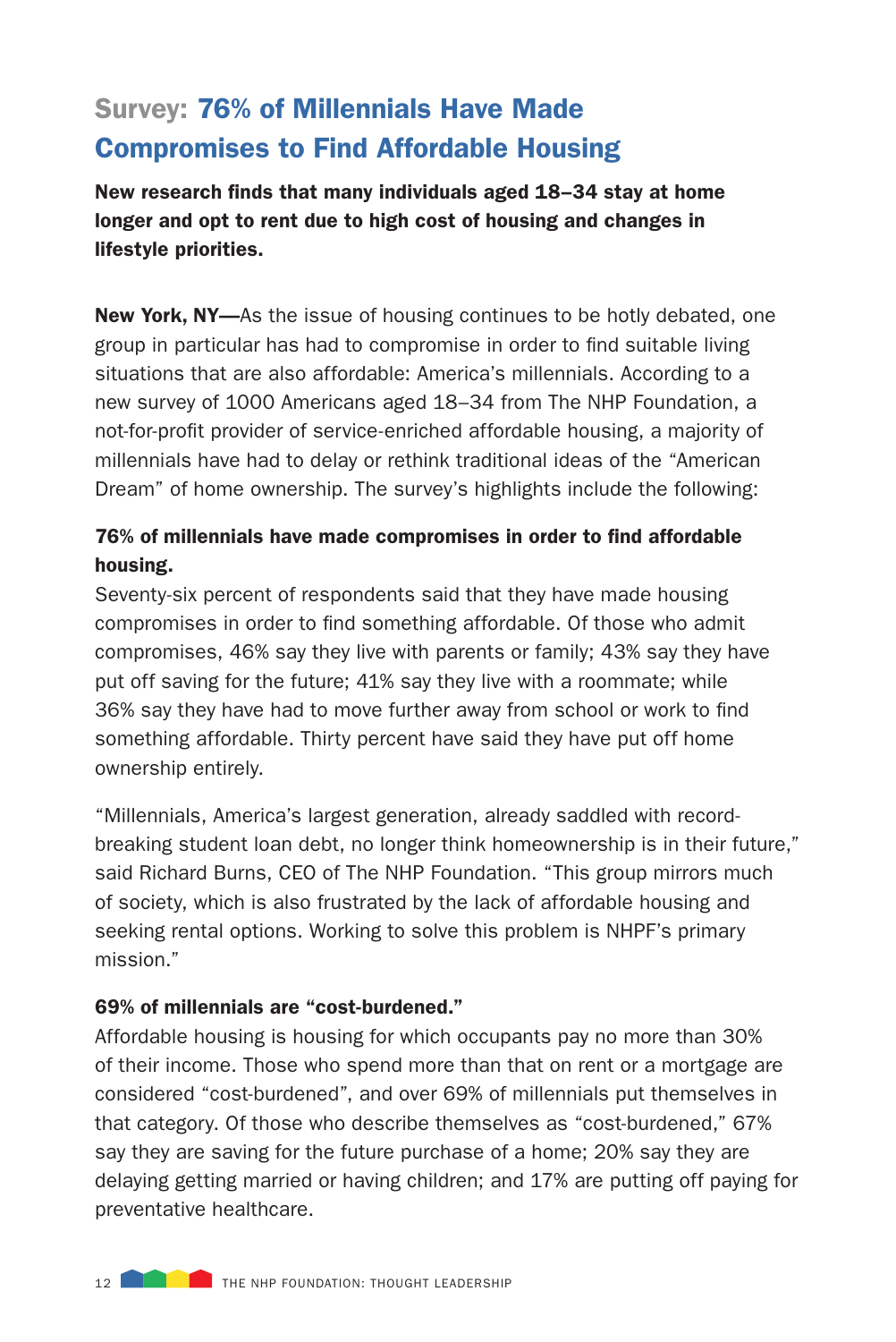# Survey: 76% of Millennials Have Made Compromises to Find Affordable Housing

**New research finds that many individuals aged 18–34 stay at home longer and opt to rent due to high cost of housing and changes in lifestyle priorities.**

**New York, NY—**As the issue of housing continues to be hotly debated, one group in particular has had to compromise in order to find suitable living situations that are also affordable: America's millennials. According to a new survey of 1000 Americans aged 18–34 from The NHP Foundation, a not-for-profit provider of service-enriched affordable housing, a majority of millennials have had to delay or rethink traditional ideas of the "American Dream" of home ownership. The survey's highlights include the following:

**76% of millennials have made compromises in order to find affordable housing.**

Seventy-six percent of respondents said that they have made housing compromises in order to find something affordable. Of those who admit compromises, 46% say they live with parents or family; 43% say they have put off saving for the future; 41% say they live with a roommate; while 36% say they have had to move further away from school or work to find something affordable. Thirty percent have said they have put off home ownership entirely.

"Millennials, America's largest generation, already saddled with record-breaking student loan debt, no longer think homeownership is in their future," said Richard Burns, CEO of The NHP Foundation. "This group mirrors much of society, which is also frustrated by the lack of affordable housing and seeking rental options. Working to solve this problem is NHPF's primary mission."

**69% of millennials are "cost-burdened."**

Affordable housing is housing for which occupants pay no more than 30% of their income. Those who spend more than that on rent or a mortgage are considered "cost-burdened", and over 69% of millennials put themselves in that category. Of those who describe themselves as "cost-burdened," 67% say they are saving for the future purchase of a home; 20% say they are delaying getting married or having children; and 17% are putting off paying for preventative healthcare.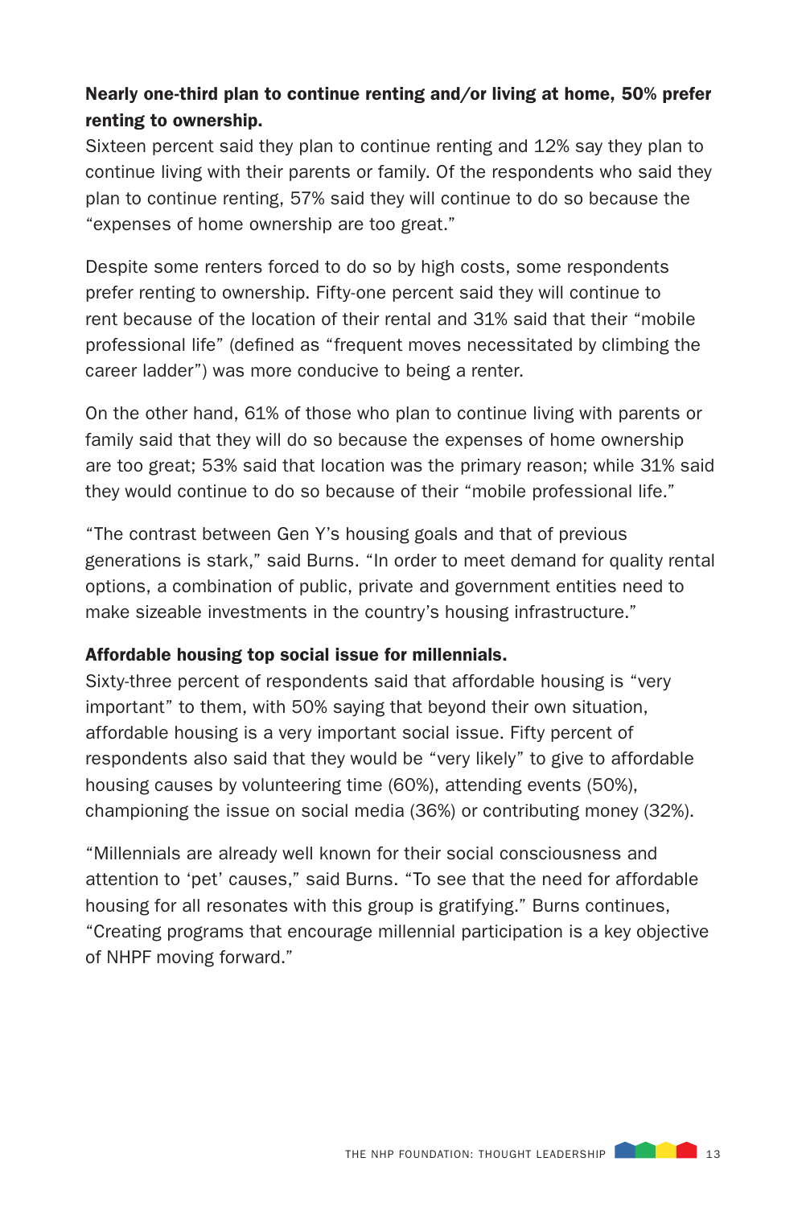**Nearly one-third plan to continue renting and/or living at home, 50% prefer renting to ownership.**

Sixteen percent said they plan to continue renting and 12% say they plan to continue living with their parents or family. Of the respondents who said they plan to continue renting, 57% said they will continue to do so because the "expenses of home ownership are too great."

Despite some renters forced to do so by high costs, some respondents prefer renting to ownership. Fifty-one percent said they will continue to rent because of the location of their rental and 31% said that their "mobile professional life" (defined as "frequent moves necessitated by climbing the career ladder") was more conducive to being a renter.

On the other hand, 61% of those who plan to continue living with parents or family said that they will do so because the expenses of home ownership are too great; 53% said that location was the primary reason; while 31% said they would continue to do so because of their "mobile professional life."

"The contrast between Gen Y's housing goals and that of previous generations is stark," said Burns. "In order to meet demand for quality rental options, a combination of public, private and government entities need to make sizeable investments in the country's housing infrastructure."

**Affordable housing top social issue for millennials.**

Sixty-three percent of respondents said that affordable housing is "very important" to them, with 50% saying that beyond their own situation, affordable housing is a very important social issue. Fifty percent of respondents also said that they would be "very likely" to give to affordable housing causes by volunteering time (60%), attending events (50%), championing the issue on social media (36%) or contributing money (32%).

"Millennials are already well known for their social consciousness and attention to 'pet' causes," said Burns. "To see that the need for affordable housing for all resonates with this group is gratifying." Burns continues, "Creating programs that encourage millennial participation is a key objective of NHPF moving forward."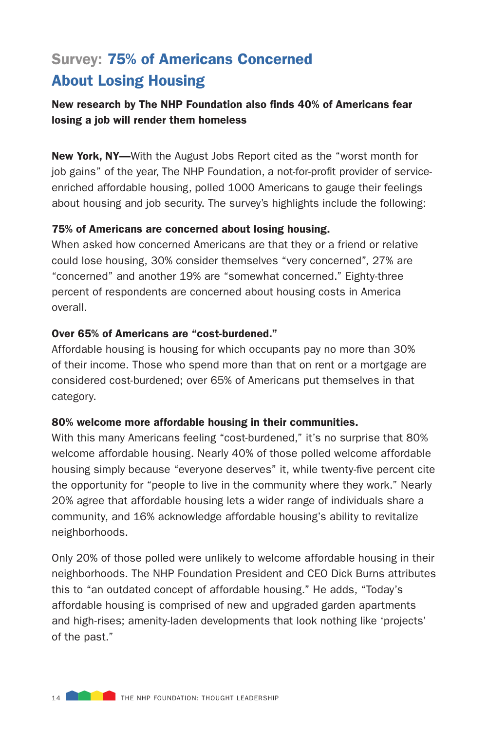# Survey: 75% of Americans Concerned About Losing Housing

**New research by The NHP Foundation also finds 40% of Americans fear losing a job will render them homeless**

**New York, NY—**With the August Jobs Report cited as the "worst month for job gains" of the year, The NHP Foundation, a not-for-profit provider of service-enriched affordable housing, polled 1000 Americans to gauge their feelings about housing and job security. The survey's highlights include the following:

**75% of Americans are concerned about losing housing.**
When asked how concerned Americans are that they or a friend or relative could lose housing, 30% consider themselves "very concerned", 27% are "concerned" and another 19% are "somewhat concerned." Eighty-three percent of respondents are concerned about housing costs in America overall.

**Over 65% of Americans are "cost-burdened."**
Affordable housing is housing for which occupants pay no more than 30% of their income. Those who spend more than that on rent or a mortgage are considered cost-burdened; over 65% of Americans put themselves in that category.

**80% welcome more affordable housing in their communities.**
With this many Americans feeling "cost-burdened," it's no surprise that 80% welcome affordable housing. Nearly 40% of those polled welcome affordable housing simply because "everyone deserves" it, while twenty-five percent cite the opportunity for "people to live in the community where they work." Nearly 20% agree that affordable housing lets a wider range of individuals share a community, and 16% acknowledge affordable housing's ability to revitalize neighborhoods.

Only 20% of those polled were unlikely to welcome affordable housing in their neighborhoods. The NHP Foundation President and CEO Dick Burns attributes this to "an outdated concept of affordable housing." He adds, "Today's affordable housing is comprised of new and upgraded garden apartments and high-rises; amenity-laden developments that look nothing like 'projects' of the past."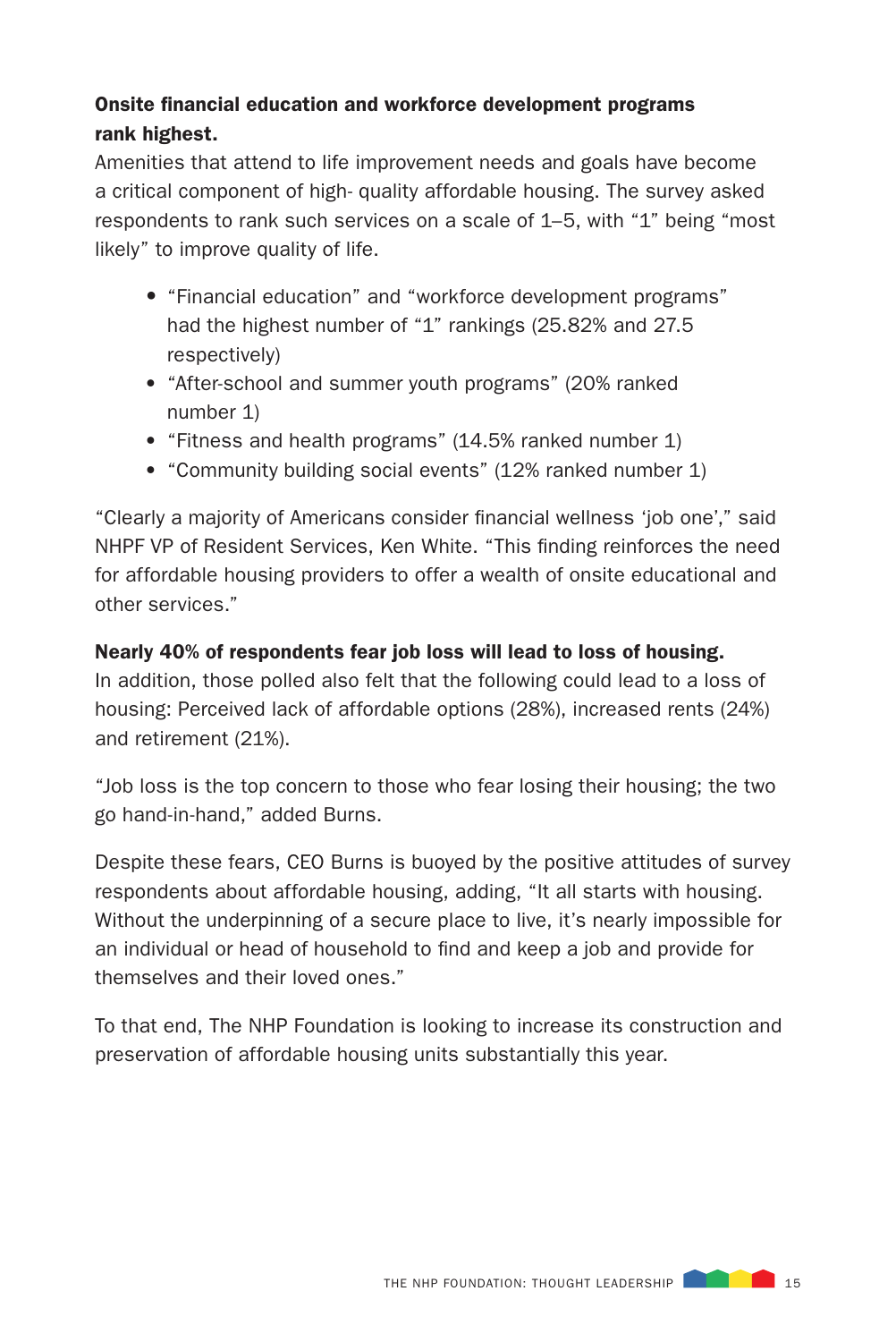**Onsite financial education and workforce development programs rank highest.**

Amenities that attend to life improvement needs and goals have become a critical component of high- quality affordable housing. The survey asked respondents to rank such services on a scale of 1–5, with “1” being “most likely” to improve quality of life.

- “Financial education” and “workforce development programs” had the highest number of “1” rankings (25.82% and 27.5 respectively)
- “After-school and summer youth programs” (20% ranked number 1)
- “Fitness and health programs” (14.5% ranked number 1)
- “Community building social events” (12% ranked number 1)

“Clearly a majority of Americans consider financial wellness ‘job one’,” said NHPF VP of Resident Services, Ken White. “This finding reinforces the need for affordable housing providers to offer a wealth of onsite educational and other services.”

**Nearly 40% of respondents fear job loss will lead to loss of housing.**

In addition, those polled also felt that the following could lead to a loss of housing: Perceived lack of affordable options (28%), increased rents (24%) and retirement (21%).

“Job loss is the top concern to those who fear losing their housing; the two go hand-in-hand,” added Burns.

Despite these fears, CEO Burns is buoyed by the positive attitudes of survey respondents about affordable housing, adding, “It all starts with housing. Without the underpinning of a secure place to live, it’s nearly impossible for an individual or head of household to find and keep a job and provide for themselves and their loved ones.”

To that end, The NHP Foundation is looking to increase its construction and preservation of affordable housing units substantially this year.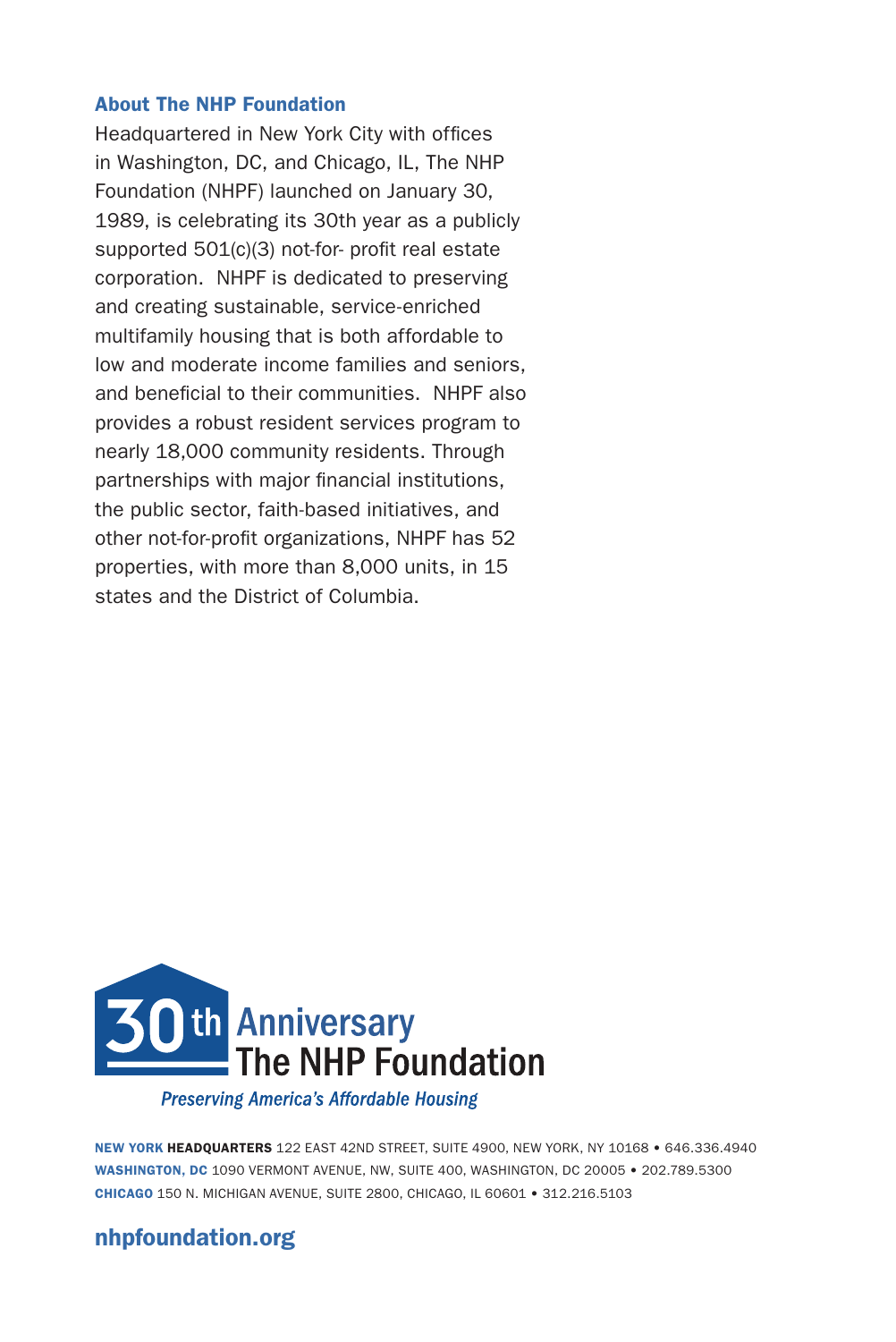## About The NHP Foundation

Headquartered in New York City with offices in Washington, DC, and Chicago, IL, The NHP Foundation (NHPF) launched on January 30, 1989, is celebrating its 30th year as a publicly supported 501(c)(3) not-for- profit real estate corporation. NHPF is dedicated to preserving and creating sustainable, service-enriched multifamily housing that is both affordable to low and moderate income families and seniors, and beneficial to their communities. NHPF also provides a robust resident services program to nearly 18,000 community residents. Through partnerships with major financial institutions, the public sector, faith-based initiatives, and other not-for-profit organizations, NHPF has 52 properties, with more than 8,000 units, in 15 states and the District of Columbia.

30th Anniversary
The NHP Foundation

*Preserving America's Affordable Housing*

**NEW YORK HEADQUARTERS** 122 EAST 42ND STREET, SUITE 4900, NEW YORK, NY 10168 • 646.336.4940
**WASHINGTON, DC** 1090 VERMONT AVENUE, NW, SUITE 400, WASHINGTON, DC 20005 • 202.789.5300
**CHICAGO** 150 N. MICHIGAN AVENUE, SUITE 2800, CHICAGO, IL 60601 • 312.216.5103

**nhpfoundation.org**